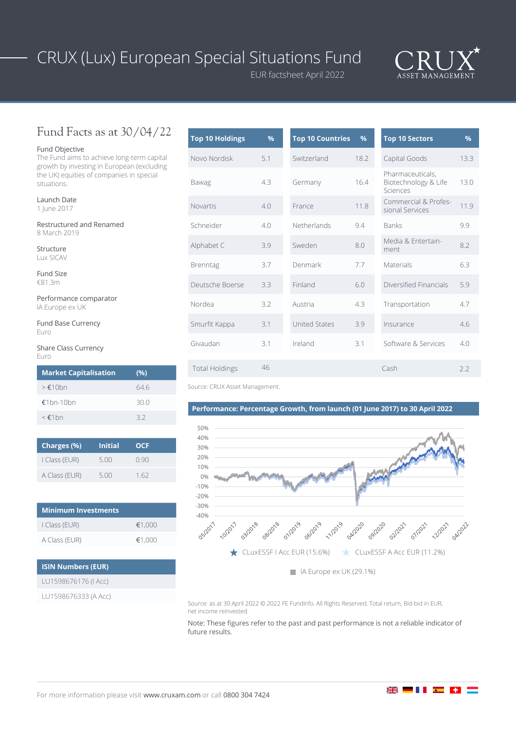# CRUX (Lux) European Special Situations Fund

EUR factsheet April 2022

CRUX ASSET MANAGEMENT

## Fund Facts as at 30/04/22

**Fund Objective**
The Fund aims to achieve long-term capital growth by investing in European (excluding the UK) equities of companies in special situations.

**Launch Date**
1 June 2017

**Restructured and Renamed**
8 March 2019

**Structure**
Lux SICAV

**Fund Size**
€81.3m

**Performance comparator**
IA Europe ex UK

**Fund Base Currency**
Euro

**Share Class Currency**
Euro

| Market Capitalisation | (%) |
|---|---|
| > €10bn | 64.6 |
| €1bn-10bn | 30.0 |
| < €1bn | 3.2 |

| Charges (%) | Initial | OCF |
|---|---|---|
| I Class (EUR) | 5.00 | 0.90 |
| A Class (EUR) | 5.00 | 1.62 |

| Minimum Investments | |
|---|---|
| I Class (EUR) | €1,000 |
| A Class (EUR) | €1,000 |

| ISIN Numbers (EUR) |
|---|
| LU1598676176 (I Acc) |
| LU1598676333 (A Acc) |

| Top 10 Holdings | % | Top 10 Countries | % | Top 10 Sectors | % |
|---|---|---|---|---|---|
| Novo Nordisk | 5.1 | Switzerland | 18.2 | Capital Goods | 13.3 |
| Bawag | 4.3 | Germany | 16.4 | Pharmaceuticals, Biotechnology & Life Sciences | 13.0 |
| Novartis | 4.0 | France | 11.8 | Commercial & Professional Services | 11.9 |
| Schneider | 4.0 | Netherlands | 9.4 | Banks | 9.9 |
| Alphabet C | 3.9 | Sweden | 8.0 | Media & Entertainment | 8.2 |
| Brenntag | 3.7 | Denmark | 7.7 | Materials | 6.3 |
| Deutsche Boerse | 3.3 | Finland | 6.0 | Diversified Financials | 5.9 |
| Nordea | 3.2 | Austria | 4.3 | Transportation | 4.7 |
| Smurfit Kappa | 3.1 | United States | 3.9 | Insurance | 4.6 |
| Givaudan | 3.1 | Ireland | 3.1 | Software & Services | 4.0 |
| Total Holdings | 46 | | | Cash | 2.2 |

Source: CRUX Asset Management.

### Performance: Percentage Growth, from launch (01 June 2017) to 30 April 2022

CLuxESSF I Acc EUR (15.6%) | CLuxESSF A Acc EUR (11.2%) | IA Europe ex UK (29.1%)

Source: as at 30 April 2022 © 2022 FE Fundinfo. All Rights Reserved. Total return, Bid-bid in EUR, net income reinvested.

Note: These figures refer to the past and past performance is not a reliable indicator of future results.

For more information please visit **www.cruxam.com** or call **0800 304 7424**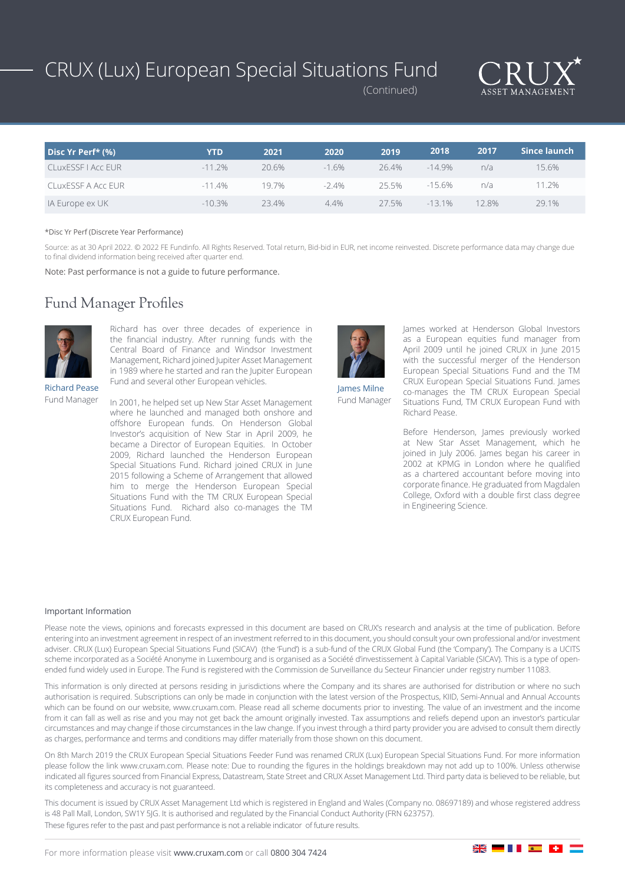# CRUX (Lux) European Special Situations Fund

(Continued)

| Disc Yr Perf* (%) | YTD | 2021 | 2020 | 2019 | 2018 | 2017 | Since launch |
|---|---|---|---|---|---|---|---|
| CLuxESSF I Acc EUR | -11.2% | 20.6% | -1.6% | 26.4% | -14.9% | n/a | 15.6% |
| CLuxESSF A Acc EUR | -11.4% | 19.7% | -2.4% | 25.5% | -15.6% | n/a | 11.2% |
| IA Europe ex UK | -10.3% | 23.4% | 4.4% | 27.5% | -13.1% | 12.8% | 29.1% |

*Disc Yr Perf (Discrete Year Performance)

Source: as at 30 April 2022. © 2022 FE Fundinfo. All Rights Reserved. Total return, Bid-bid in EUR, net income reinvested. Discrete performance data may change due to final dividend information being received after quarter end.

Note: Past performance is not a guide to future performance.

## Fund Manager Profiles

**Richard Pease**
Fund Manager

Richard has over three decades of experience in the financial industry. After running funds with the Central Board of Finance and Windsor Investment Management, Richard joined Jupiter Asset Management in 1989 where he started and ran the Jupiter European Fund and several other European vehicles.

In 2001, he helped set up New Star Asset Management where he launched and managed both onshore and offshore European funds. On Henderson Global Investor's acquisition of New Star in April 2009, he became a Director of European Equities. In October 2009, Richard launched the Henderson European Special Situations Fund. Richard joined CRUX in June 2015 following a Scheme of Arrangement that allowed him to merge the Henderson European Special Situations Fund with the TM CRUX European Special Situations Fund. Richard also co-manages the TM CRUX European Fund.

**James Milne**
Fund Manager

James worked at Henderson Global Investors as a European equities fund manager from April 2009 until he joined CRUX in June 2015 with the successful merger of the Henderson European Special Situations Fund and the TM CRUX European Special Situations Fund. James co-manages the TM CRUX European Special Situations Fund, TM CRUX European Fund with Richard Pease.

Before Henderson, James previously worked at New Star Asset Management, which he joined in July 2006. James began his career in 2002 at KPMG in London where he qualified as a chartered accountant before moving into corporate finance. He graduated from Magdalen College, Oxford with a double first class degree in Engineering Science.

### Important Information

Please note the views, opinions and forecasts expressed in this document are based on CRUX's research and analysis at the time of publication. Before entering into an investment agreement in respect of an investment referred to in this document, you should consult your own professional and/or investment adviser. CRUX (Lux) European Special Situations Fund (SICAV) (the 'Fund') is a sub-fund of the CRUX Global Fund (the 'Company'). The Company is a UCITS scheme incorporated as a Société Anonyme in Luxembourg and is organised as a Société d'investissement à Capital Variable (SICAV). This is a type of open-ended fund widely used in Europe. The Fund is registered with the Commission de Surveillance du Secteur Financier under registry number 11083.

This information is only directed at persons residing in jurisdictions where the Company and its shares are authorised for distribution or where no such authorisation is required. Subscriptions can only be made in conjunction with the latest version of the Prospectus, KIID, Semi-Annual and Annual Accounts which can be found on our website, www.cruxam.com. Please read all scheme documents prior to investing. The value of an investment and the income from it can fall as well as rise and you may not get back the amount originally invested. Tax assumptions and reliefs depend upon an investor's particular circumstances and may change if those circumstances in the law change. If you invest through a third party provider you are advised to consult them directly as charges, performance and terms and conditions may differ materially from those shown on this document.

On 8th March 2019 the CRUX European Special Situations Feeder Fund was renamed CRUX (Lux) European Special Situations Fund. For more information please follow the link www.cruxam.com. Please note: Due to rounding the figures in the holdings breakdown may not add up to 100%. Unless otherwise indicated all figures sourced from Financial Express, Datastream, State Street and CRUX Asset Management Ltd. Third party data is believed to be reliable, but its completeness and accuracy is not guaranteed.

This document is issued by CRUX Asset Management Ltd which is registered in England and Wales (Company no. 08697189) and whose registered address is 48 Pall Mall, London, SW1Y 5JG. It is authorised and regulated by the Financial Conduct Authority (FRN 623757).
These figures refer to the past and past performance is not a reliable indicator of future results.

For more information please visit www.cruxam.com or call 0800 304 7424